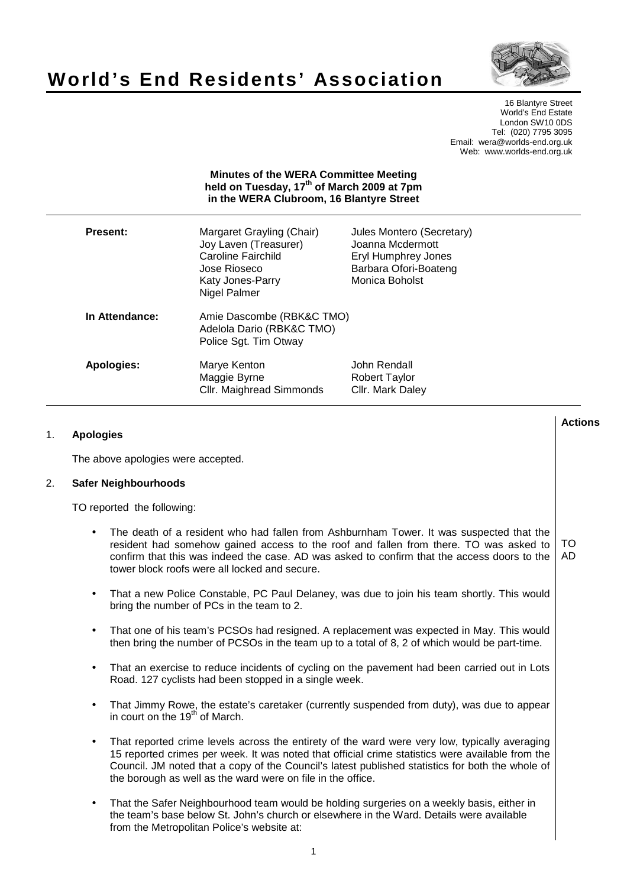// World's End Residents' Association

# World's End Residents' Association

16 Blantyre Street
World's End Estate
London SW10 0DS
Tel: (020) 7795 3095
Email: wera@worlds-end.org.uk
Web: www.worlds-end.org.uk

**Minutes of the WERA Committee Meeting held on Tuesday, 17th of March 2009 at 7pm in the WERA Clubroom, 16 Blantyre Street**

| | | |
|---|---|---|
| **Present:** | Margaret Grayling (Chair)<br>Joy Laven (Treasurer)<br>Caroline Fairchild<br>Jose Rioseco<br>Katy Jones-Parry<br>Nigel Palmer | Jules Montero (Secretary)<br>Joanna Mcdermott<br>Eryl Humphrey Jones<br>Barbara Ofori-Boateng<br>Monica Boholst |
| **In Attendance:** | Amie Dascombe (RBK&C TMO)<br>Adelola Dario (RBK&C TMO)<br>Police Sgt. Tim Otway | |
| **Apologies:** | Marye Kenton<br>Maggie Byrne<br>Cllr. Maighread Simmonds | John Rendall<br>Robert Taylor<br>Cllr. Mark Daley |

**Actions**

1. **Apologies**

   The above apologies were accepted.

2. **Safer Neighbourhoods**

   TO reported the following:

   - The death of a resident who had fallen from Ashburnham Tower. It was suspected that the resident had somehow gained access to the roof and fallen from there. TO was asked to confirm that this was indeed the case. AD was asked to confirm that the access doors to the tower block roofs were all locked and secure. — **Actions: TO, AD**

   - That a new Police Constable, PC Paul Delaney, was due to join his team shortly. This would bring the number of PCs in the team to 2.

   - That one of his team's PCSOs had resigned. A replacement was expected in May. This would then bring the number of PCSOs in the team up to a total of 8, 2 of which would be part-time.

   - That an exercise to reduce incidents of cycling on the pavement had been carried out in Lots Road. 127 cyclists had been stopped in a single week.

   - That Jimmy Rowe, the estate's caretaker (currently suspended from duty), was due to appear in court on the 19th of March.

   - That reported crime levels across the entirety of the ward were very low, typically averaging 15 reported crimes per week. It was noted that official crime statistics were available from the Council. JM noted that a copy of the Council's latest published statistics for both the whole of the borough as well as the ward were on file in the office.

   - That the Safer Neighbourhood team would be holding surgeries on a weekly basis, either in the team's base below St. John's church or elsewhere in the Ward. Details were available from the Metropolitan Police's website at: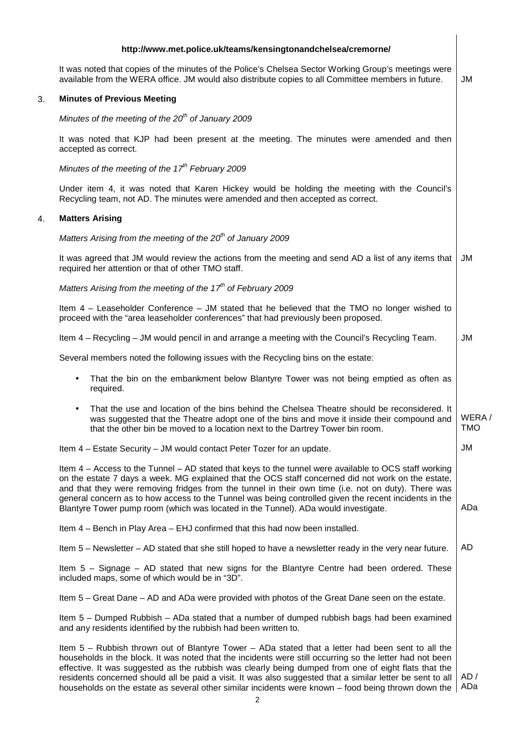**http://www.met.police.uk/teams/kensingtonandchelsea/cremorne/**

It was noted that copies of the minutes of the Police's Chelsea Sector Working Group's meetings were available from the WERA office. JM would also distribute copies to all Committee members in future. **JM**

## 3. Minutes of Previous Meeting

*Minutes of the meeting of the 20th of January 2009*

It was noted that KJP had been present at the meeting. The minutes were amended and then accepted as correct.

*Minutes of the meeting of the 17th February 2009*

Under item 4, it was noted that Karen Hickey would be holding the meeting with the Council's Recycling team, not AD. The minutes were amended and then accepted as correct.

## 4. Matters Arising

*Matters Arising from the meeting of the 20th of January 2009*

It was agreed that JM would review the actions from the meeting and send AD a list of any items that required her attention or that of other TMO staff. **JM**

*Matters Arising from the meeting of the 17th of February 2009*

Item 4 – Leaseholder Conference – JM stated that he believed that the TMO no longer wished to proceed with the "area leaseholder conferences" that had previously been proposed.

Item 4 – Recycling – JM would pencil in and arrange a meeting with the Council's Recycling Team. **JM**

Several members noted the following issues with the Recycling bins on the estate:

- That the bin on the embankment below Blantyre Tower was not being emptied as often as required.
- That the use and location of the bins behind the Chelsea Theatre should be reconsidered. It was suggested that the Theatre adopt one of the bins and move it inside their compound and that the other bin be moved to a location next to the Dartrey Tower bin room. **WERA / TMO**

Item 4 – Estate Security – JM would contact Peter Tozer for an update. **JM**

Item 4 – Access to the Tunnel – AD stated that keys to the tunnel were available to OCS staff working on the estate 7 days a week. MG explained that the OCS staff concerned did not work on the estate, and that they were removing fridges from the tunnel in their own time (i.e. not on duty). There was general concern as to how access to the Tunnel was being controlled given the recent incidents in the Blantyre Tower pump room (which was located in the Tunnel). ADa would investigate. **ADa**

Item 4 – Bench in Play Area – EHJ confirmed that this had now been installed.

Item 5 – Newsletter – AD stated that she still hoped to have a newsletter ready in the very near future. **AD**

Item 5 – Signage – AD stated that new signs for the Blantyre Centre had been ordered. These included maps, some of which would be in "3D".

Item 5 – Great Dane – AD and ADa were provided with photos of the Great Dane seen on the estate.

Item 5 – Dumped Rubbish – ADa stated that a number of dumped rubbish bags had been examined and any residents identified by the rubbish had been written to.

Item 5 – Rubbish thrown out of Blantyre Tower – ADa stated that a letter had been sent to all the households in the block. It was noted that the incidents were still occurring so the letter had not been effective. It was suggested as the rubbish was clearly being dumped from one of eight flats that the residents concerned should all be paid a visit. It was also suggested that a similar letter be sent to all households on the estate as several other similar incidents were known – food being thrown down the **AD / ADa**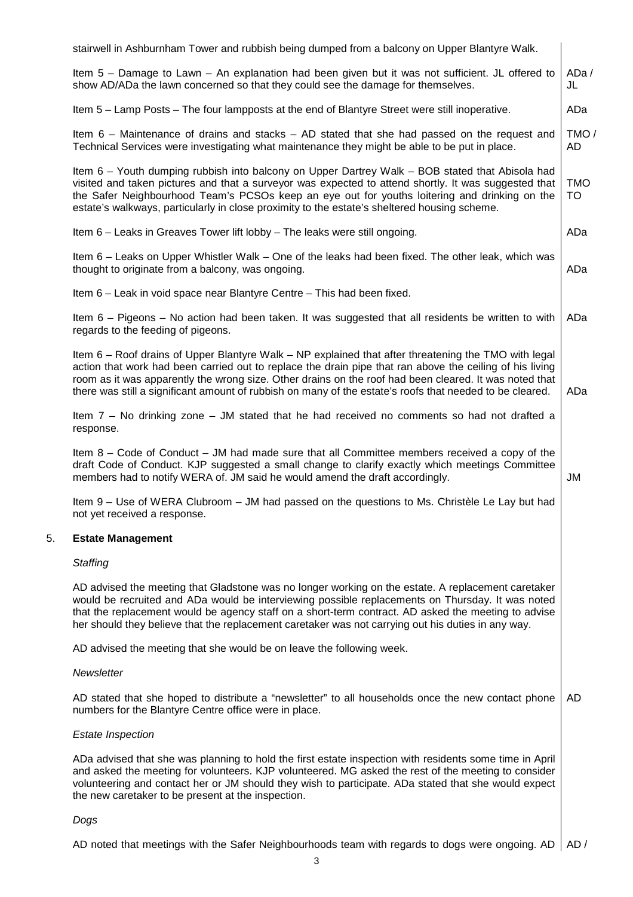stairwell in Ashburnham Tower and rubbish being dumped from a balcony on Upper Blantyre Walk.

| | |
|---|---|
| Item 5 – Damage to Lawn – An explanation had been given but it was not sufficient. JL offered to show AD/ADa the lawn concerned so that they could see the damage for themselves. | ADa / JL |
| Item 5 – Lamp Posts – The four lampposts at the end of Blantyre Street were still inoperative. | ADa |
| Item 6 – Maintenance of drains and stacks – AD stated that she had passed on the request and Technical Services were investigating what maintenance they might be able to be put in place. | TMO / AD |
| Item 6 – Youth dumping rubbish into balcony on Upper Dartrey Walk – BOB stated that Abisola had visited and taken pictures and that a surveyor was expected to attend shortly. It was suggested that the Safer Neighbourhood Team's PCSOs keep an eye out for youths loitering and drinking on the estate's walkways, particularly in close proximity to the estate's sheltered housing scheme. | TMO TO |
| Item 6 – Leaks in Greaves Tower lift lobby – The leaks were still ongoing. | ADa |
| Item 6 – Leaks on Upper Whistler Walk – One of the leaks had been fixed. The other leak, which was thought to originate from a balcony, was ongoing. | ADa |
| Item 6 – Leak in void space near Blantyre Centre – This had been fixed. | |
| Item 6 – Pigeons – No action had been taken. It was suggested that all residents be written to with regards to the feeding of pigeons. | ADa |
| Item 6 – Roof drains of Upper Blantyre Walk – NP explained that after threatening the TMO with legal action that work had been carried out to replace the drain pipe that ran above the ceiling of his living room as it was apparently the wrong size. Other drains on the roof had been cleared. It was noted that there was still a significant amount of rubbish on many of the estate's roofs that needed to be cleared. | ADa |
| Item 7 – No drinking zone – JM stated that he had received no comments so had not drafted a response. | |
| Item 8 – Code of Conduct – JM had made sure that all Committee members received a copy of the draft Code of Conduct. KJP suggested a small change to clarify exactly which meetings Committee members had to notify WERA of. JM said he would amend the draft accordingly. | JM |
| Item 9 – Use of WERA Clubroom – JM had passed on the questions to Ms. Christèle Le Lay but had not yet received a response. | |

## 5. Estate Management

*Staffing*

AD advised the meeting that Gladstone was no longer working on the estate. A replacement caretaker would be recruited and ADa would be interviewing possible replacements on Thursday. It was noted that the replacement would be agency staff on a short-term contract. AD asked the meeting to advise her should they believe that the replacement caretaker was not carrying out his duties in any way.

AD advised the meeting that she would be on leave the following week.

*Newsletter*

| | |
|---|---|
| AD stated that she hoped to distribute a "newsletter" to all households once the new contact phone numbers for the Blantyre Centre office were in place. | AD |

*Estate Inspection*

ADa advised that she was planning to hold the first estate inspection with residents some time in April and asked the meeting for volunteers. KJP volunteered. MG asked the rest of the meeting to consider volunteering and contact her or JM should they wish to participate. ADa stated that she would expect the new caretaker to be present at the inspection.

*Dogs*

| | |
|---|---|
| AD noted that meetings with the Safer Neighbourhoods team with regards to dogs were ongoing. AD | AD / |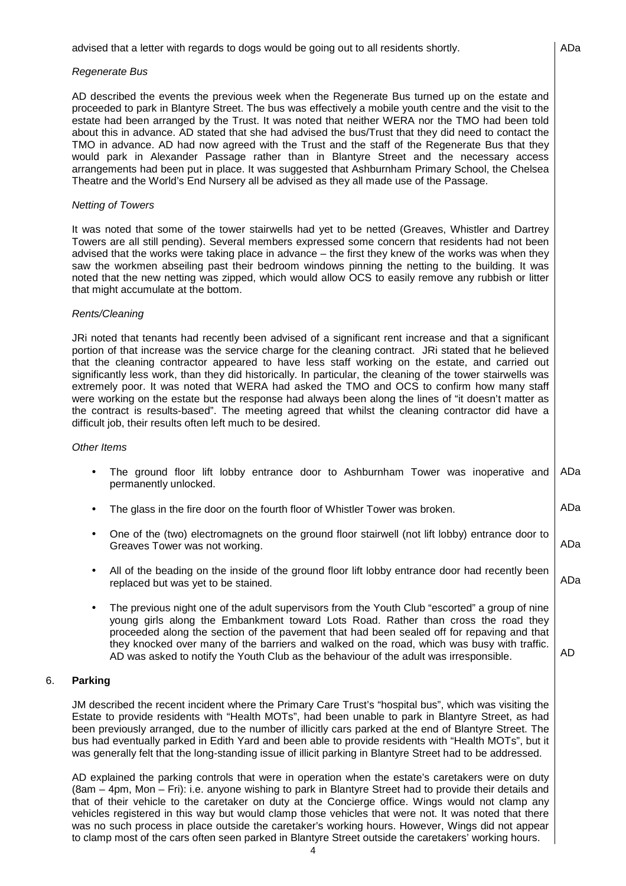advised that a letter with regards to dogs would be going out to all residents shortly. ADa

*Regenerate Bus*

AD described the events the previous week when the Regenerate Bus turned up on the estate and proceeded to park in Blantyre Street. The bus was effectively a mobile youth centre and the visit to the estate had been arranged by the Trust. It was noted that neither WERA nor the TMO had been told about this in advance. AD stated that she had advised the bus/Trust that they did need to contact the TMO in advance. AD had now agreed with the Trust and the staff of the Regenerate Bus that they would park in Alexander Passage rather than in Blantyre Street and the necessary access arrangements had been put in place. It was suggested that Ashburnham Primary School, the Chelsea Theatre and the World's End Nursery all be advised as they all made use of the Passage.

*Netting of Towers*

It was noted that some of the tower stairwells had yet to be netted (Greaves, Whistler and Dartrey Towers are all still pending). Several members expressed some concern that residents had not been advised that the works were taking place in advance – the first they knew of the works was when they saw the workmen abseiling past their bedroom windows pinning the netting to the building. It was noted that the new netting was zipped, which would allow OCS to easily remove any rubbish or litter that might accumulate at the bottom.

*Rents/Cleaning*

JRi noted that tenants had recently been advised of a significant rent increase and that a significant portion of that increase was the service charge for the cleaning contract. JRi stated that he believed that the cleaning contractor appeared to have less staff working on the estate, and carried out significantly less work, than they did historically. In particular, the cleaning of the tower stairwells was extremely poor. It was noted that WERA had asked the TMO and OCS to confirm how many staff were working on the estate but the response had always been along the lines of "it doesn't matter as the contract is results-based". The meeting agreed that whilst the cleaning contractor did have a difficult job, their results often left much to be desired.

*Other Items*

- The ground floor lift lobby entrance door to Ashburnham Tower was inoperative and permanently unlocked. ADa
- The glass in the fire door on the fourth floor of Whistler Tower was broken. ADa
- One of the (two) electromagnets on the ground floor stairwell (not lift lobby) entrance door to Greaves Tower was not working. ADa
- All of the beading on the inside of the ground floor lift lobby entrance door had recently been replaced but was yet to be stained. ADa
- The previous night one of the adult supervisors from the Youth Club "escorted" a group of nine young girls along the Embankment toward Lots Road. Rather than cross the road they proceeded along the section of the pavement that had been sealed off for repaving and that they knocked over many of the barriers and walked on the road, which was busy with traffic. AD was asked to notify the Youth Club as the behaviour of the adult was irresponsible. AD

## 6. Parking

JM described the recent incident where the Primary Care Trust's "hospital bus", which was visiting the Estate to provide residents with "Health MOTs", had been unable to park in Blantyre Street, as had been previously arranged, due to the number of illicitly cars parked at the end of Blantyre Street. The bus had eventually parked in Edith Yard and been able to provide residents with "Health MOTs", but it was generally felt that the long-standing issue of illicit parking in Blantyre Street had to be addressed.

AD explained the parking controls that were in operation when the estate's caretakers were on duty (8am – 4pm, Mon – Fri): i.e. anyone wishing to park in Blantyre Street had to provide their details and that of their vehicle to the caretaker on duty at the Concierge office. Wings would not clamp any vehicles registered in this way but would clamp those vehicles that were not. It was noted that there was no such process in place outside the caretaker's working hours. However, Wings did not appear to clamp most of the cars often seen parked in Blantyre Street outside the caretakers' working hours.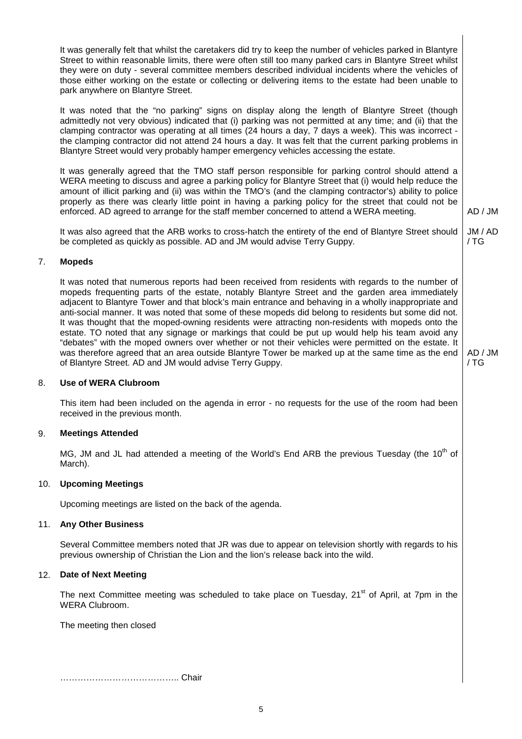It was generally felt that whilst the caretakers did try to keep the number of vehicles parked in Blantyre Street to within reasonable limits, there were often still too many parked cars in Blantyre Street whilst they were on duty - several committee members described individual incidents where the vehicles of those either working on the estate or collecting or delivering items to the estate had been unable to park anywhere on Blantyre Street.

It was noted that the "no parking" signs on display along the length of Blantyre Street (though admittedly not very obvious) indicated that (i) parking was not permitted at any time; and (ii) that the clamping contractor was operating at all times (24 hours a day, 7 days a week). This was incorrect - the clamping contractor did not attend 24 hours a day. It was felt that the current parking problems in Blantyre Street would very probably hamper emergency vehicles accessing the estate.

It was generally agreed that the TMO staff person responsible for parking control should attend a WERA meeting to discuss and agree a parking policy for Blantyre Street that (i) would help reduce the amount of illicit parking and (ii) was within the TMO's (and the clamping contractor's) ability to police properly as there was clearly little point in having a parking policy for the street that could not be enforced. AD agreed to arrange for the staff member concerned to attend a WERA meeting. **AD / JM**

It was also agreed that the ARB works to cross-hatch the entirety of the end of Blantyre Street should be completed as quickly as possible. AD and JM would advise Terry Guppy. **JM / AD / TG**

## 7. Mopeds

It was noted that numerous reports had been received from residents with regards to the number of mopeds frequenting parts of the estate, notably Blantyre Street and the garden area immediately adjacent to Blantyre Tower and that block's main entrance and behaving in a wholly inappropriate and anti-social manner. It was noted that some of these mopeds did belong to residents but some did not. It was thought that the moped-owning residents were attracting non-residents with mopeds onto the estate. TO noted that any signage or markings that could be put up would help his team avoid any "debates" with the moped owners over whether or not their vehicles were permitted on the estate. It was therefore agreed that an area outside Blantyre Tower be marked up at the same time as the end of Blantyre Street. AD and JM would advise Terry Guppy. **AD / JM / TG**

## 8. Use of WERA Clubroom

This item had been included on the agenda in error - no requests for the use of the room had been received in the previous month.

## 9. Meetings Attended

MG, JM and JL had attended a meeting of the World's End ARB the previous Tuesday (the 10th of March).

## 10. Upcoming Meetings

Upcoming meetings are listed on the back of the agenda.

## 11. Any Other Business

Several Committee members noted that JR was due to appear on television shortly with regards to his previous ownership of Christian the Lion and the lion's release back into the wild.

## 12. Date of Next Meeting

The next Committee meeting was scheduled to take place on Tuesday, 21st of April, at 7pm in the WERA Clubroom.

The meeting then closed

………………………………….. Chair